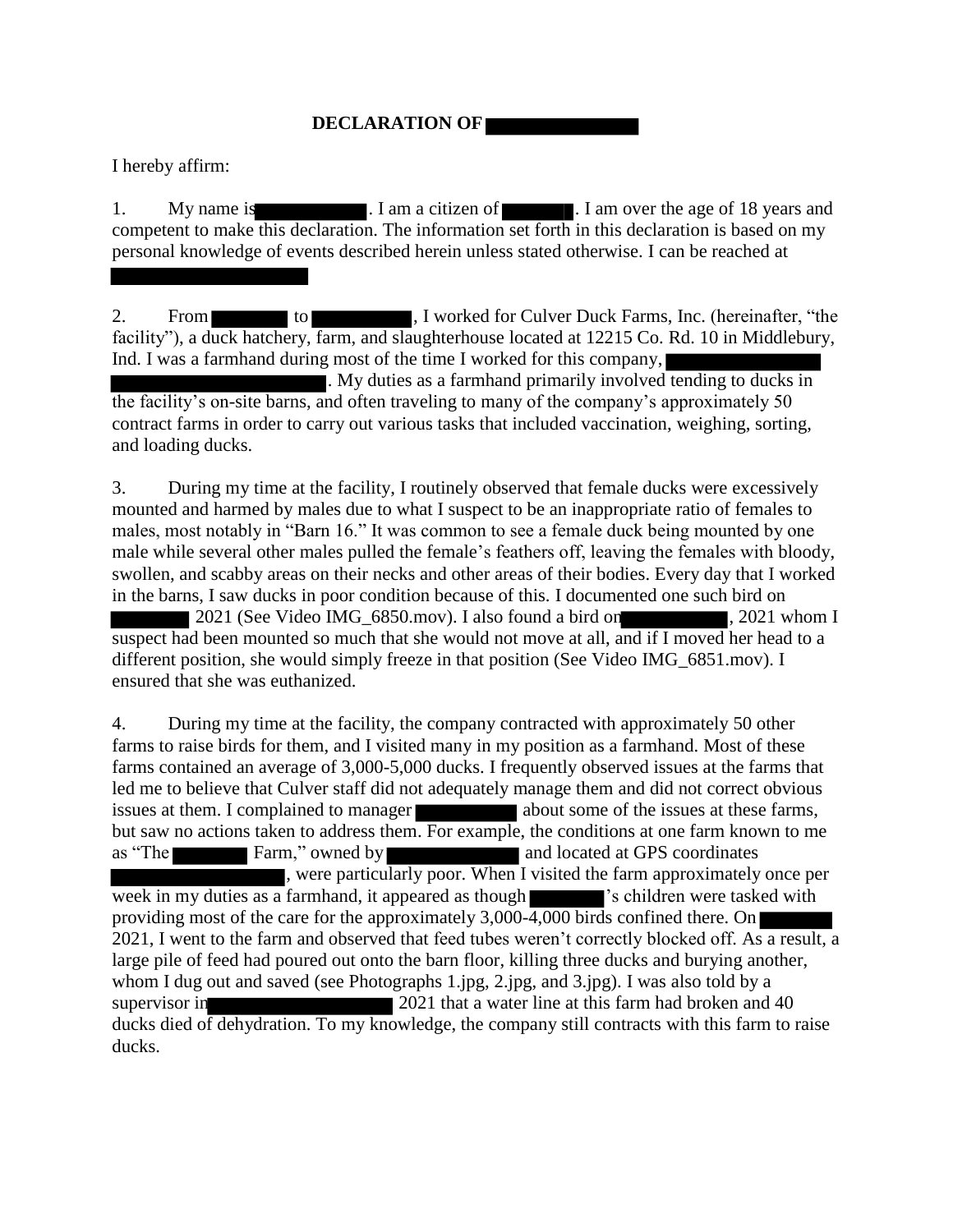**DECLARATION OF ██████**

I hereby affirm:

1. My name is ██████. I am a citizen of ██████. I am over the age of 18 years and competent to make this declaration. The information set forth in this declaration is based on my personal knowledge of events described herein unless stated otherwise. I can be reached at ██████

2. From ██████ to ██████, I worked for Culver Duck Farms, Inc. (hereinafter, "the facility"), a duck hatchery, farm, and slaughterhouse located at 12215 Co. Rd. 10 in Middlebury, Ind. I was a farmhand during most of the time I worked for this company, ██████ ██████. My duties as a farmhand primarily involved tending to ducks in the facility's on-site barns, and often traveling to many of the company's approximately 50 contract farms in order to carry out various tasks that included vaccination, weighing, sorting, and loading ducks.

3. During my time at the facility, I routinely observed that female ducks were excessively mounted and harmed by males due to what I suspect to be an inappropriate ratio of females to males, most notably in "Barn 16." It was common to see a female duck being mounted by one male while several other males pulled the female's feathers off, leaving the females with bloody, swollen, and scabby areas on their necks and other areas of their bodies. Every day that I worked in the barns, I saw ducks in poor condition because of this. I documented one such bird on ██████ 2021 (See Video IMG_6850.mov). I also found a bird on ██████, 2021 whom I suspect had been mounted so much that she would not move at all, and if I moved her head to a different position, she would simply freeze in that position (See Video IMG_6851.mov). I ensured that she was euthanized.

4. During my time at the facility, the company contracted with approximately 50 other farms to raise birds for them, and I visited many in my position as a farmhand. Most of these farms contained an average of 3,000-5,000 ducks. I frequently observed issues at the farms that led me to believe that Culver staff did not adequately manage them and did not correct obvious issues at them. I complained to manager ██████ about some of the issues at these farms, but saw no actions taken to address them. For example, the conditions at one farm known to me as "The ██████ Farm," owned by ██████ and located at GPS coordinates ██████, were particularly poor. When I visited the farm approximately once per week in my duties as a farmhand, it appeared as though ██████'s children were tasked with providing most of the care for the approximately 3,000-4,000 birds confined there. On ██████ 2021, I went to the farm and observed that feed tubes weren't correctly blocked off. As a result, a large pile of feed had poured out onto the barn floor, killing three ducks and burying another, whom I dug out and saved (see Photographs 1.jpg, 2.jpg, and 3.jpg). I was also told by a supervisor in ██████ 2021 that a water line at this farm had broken and 40 ducks died of dehydration. To my knowledge, the company still contracts with this farm to raise ducks.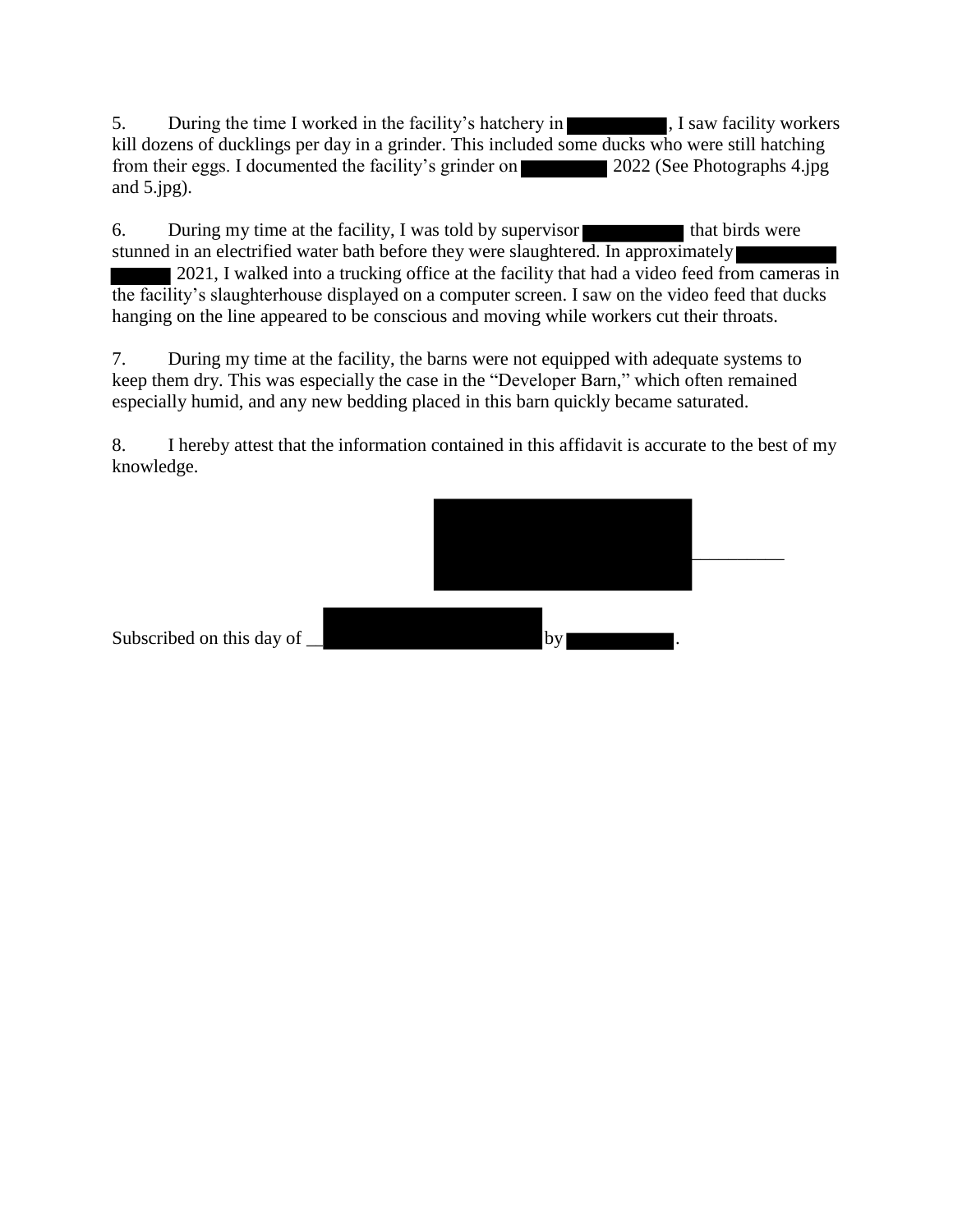5. During the time I worked in the facility's hatchery in [REDACTED], I saw facility workers kill dozens of ducklings per day in a grinder. This included some ducks who were still hatching from their eggs. I documented the facility's grinder on [REDACTED] 2022 (See Photographs 4.jpg and 5.jpg).

6. During my time at the facility, I was told by supervisor [REDACTED] that birds were stunned in an electrified water bath before they were slaughtered. In approximately [REDACTED] 2021, I walked into a trucking office at the facility that had a video feed from cameras in the facility's slaughterhouse displayed on a computer screen. I saw on the video feed that ducks hanging on the line appeared to be conscious and moving while workers cut their throats.

7. During my time at the facility, the barns were not equipped with adequate systems to keep them dry. This was especially the case in the "Developer Barn," which often remained especially humid, and any new bedding placed in this barn quickly became saturated.

8. I hereby attest that the information contained in this affidavit is accurate to the best of my knowledge.

[REDACTED]

Subscribed on this day of [REDACTED] by [REDACTED].